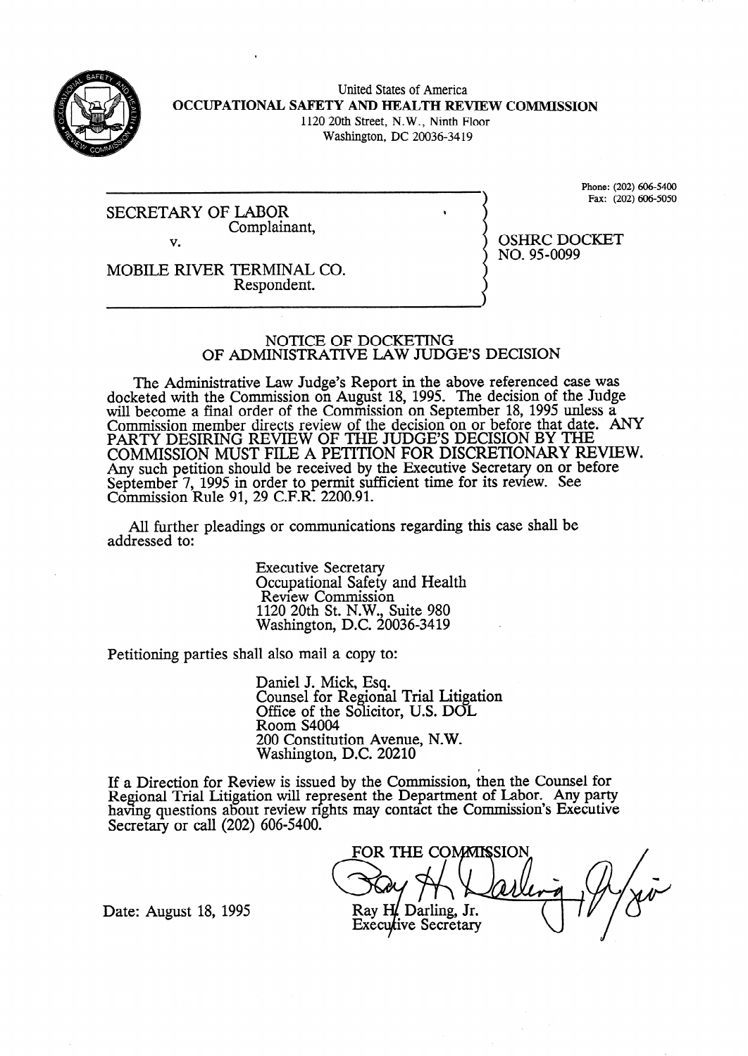United States of America
**OCCUPATIONAL SAFETY AND HEALTH REVIEW COMMISSION**
1120 20th Street, N.W., Ninth Floor
Washington, DC 20036-3419

Phone: (202) 606-5400
Fax: (202) 606-5050

SECRETARY OF LABOR
Complainant,

v.

MOBILE RIVER TERMINAL CO.
Respondent.

OSHRC DOCKET
NO. 95-0099

## NOTICE OF DOCKETING OF ADMINISTRATIVE LAW JUDGE'S DECISION

The Administrative Law Judge's Report in the above referenced case was docketed with the Commission on August 18, 1995. The decision of the Judge will become a final order of the Commission on September 18, 1995 unless a Commission member directs review of the decision on or before that date. ANY PARTY DESIRING REVIEW OF THE JUDGE'S DECISION BY THE COMMISSION MUST FILE A PETITION FOR DISCRETIONARY REVIEW. Any such petition should be received by the Executive Secretary on or before September 7, 1995 in order to permit sufficient time for its review. See Commission Rule 91, 29 C.F.R. 2200.91.

All further pleadings or communications regarding this case shall be addressed to:

Executive Secretary
Occupational Safety and Health
Review Commission
1120 20th St. N.W., Suite 980
Washington, D.C. 20036-3419

Petitioning parties shall also mail a copy to:

Daniel J. Mick, Esq.
Counsel for Regional Trial Litigation
Office of the Solicitor, U.S. DOL
Room S4004
200 Constitution Avenue, N.W.
Washington, D.C. 20210

If a Direction for Review is issued by the Commission, then the Counsel for Regional Trial Litigation will represent the Department of Labor. Any party having questions about review rights may contact the Commission's Executive Secretary or call (202) 606-5400.

FOR THE COMMISSION

Ray H. Darling, Jr.
Executive Secretary

Date: August 18, 1995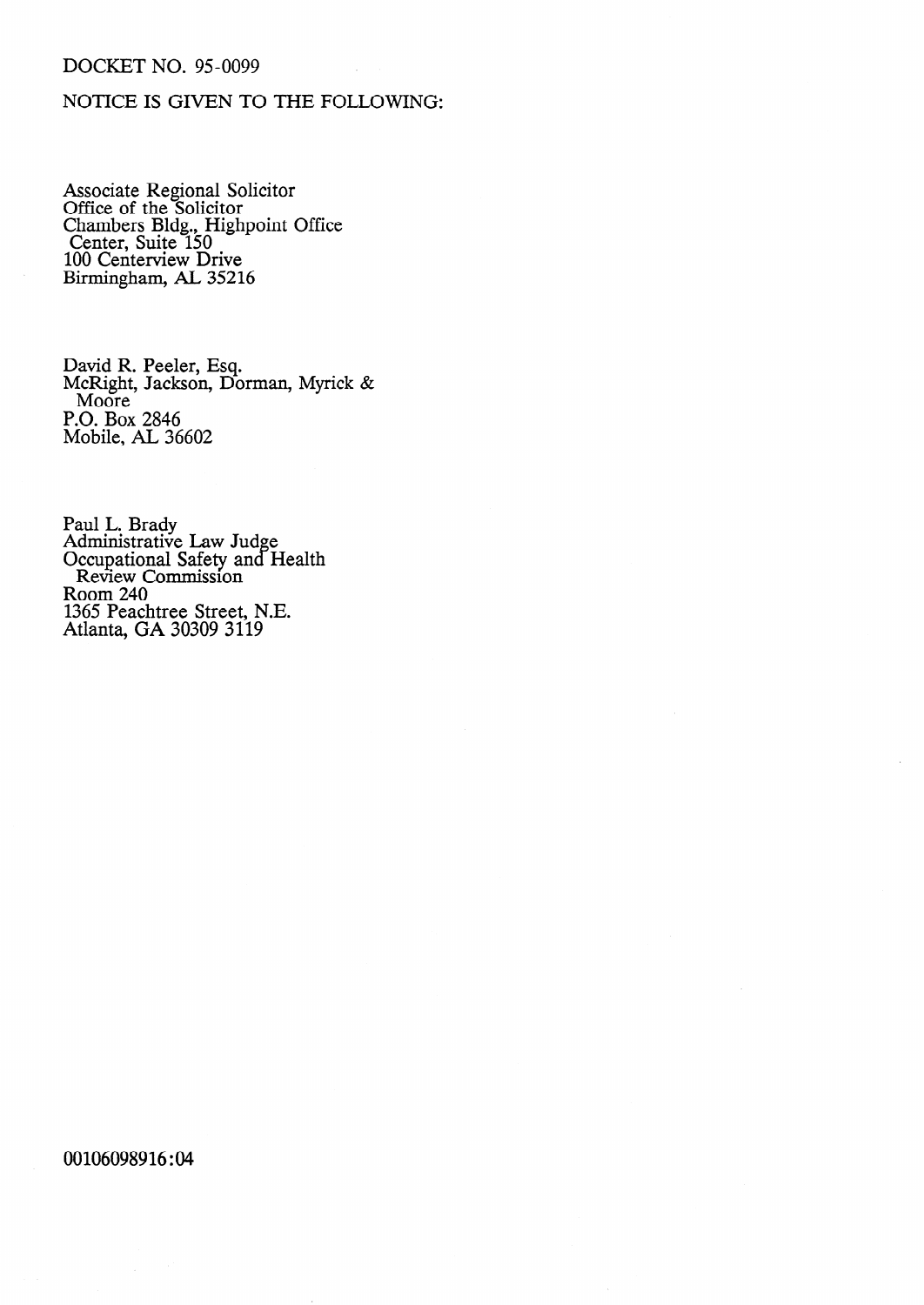DOCKET NO. 95-0099

NOTICE IS GIVEN TO THE FOLLOWING:

Associate Regional Solicitor
Office of the Solicitor
Chambers Bldg., Highpoint Office
Center, Suite 150
100 Centerview Drive
Birmingham, AL 35216

David R. Peeler, Esq.
McRight, Jackson, Dorman, Myrick &
Moore
P.O. Box 2846
Mobile, AL 36602

Paul L. Brady
Administrative Law Judge
Occupational Safety and Health
Review Commission
Room 240
1365 Peachtree Street, N.E.
Atlanta, GA 30309 3119

00106098916:04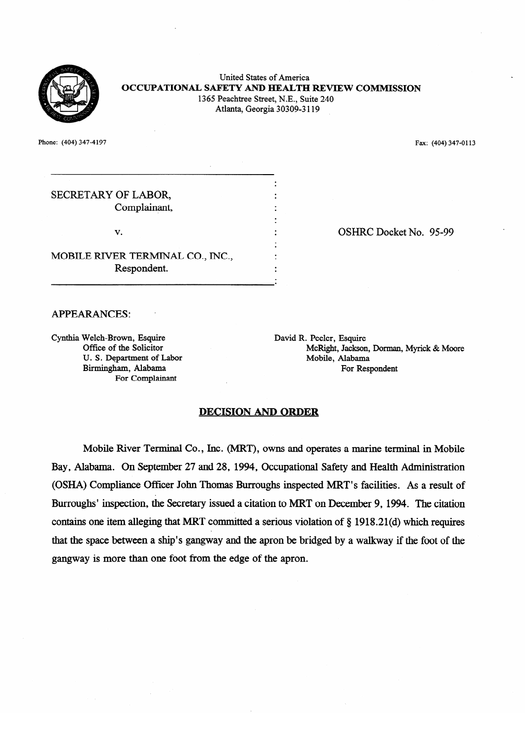United States of America
**OCCUPATIONAL SAFETY AND HEALTH REVIEW COMMISSION**
1365 Peachtree Street, N.E., Suite 240
Atlanta, Georgia 30309-3119

Phone: (404) 347-4197

Fax: (404) 347-0113

SECRETARY OF LABOR,
Complainant,

v.

MOBILE RIVER TERMINAL CO., INC.,
Respondent.

OSHRC Docket No. 95-99

APPEARANCES:

Cynthia Welch-Brown, Esquire
Office of the Solicitor
U. S. Department of Labor
Birmingham, Alabama
For Complainant

David R. Peeler, Esquire
McRight, Jackson, Dorman, Myrick & Moore
Mobile, Alabama
For Respondent

## DECISION AND ORDER

Mobile River Terminal Co., Inc. (MRT), owns and operates a marine terminal in Mobile Bay, Alabama. On September 27 and 28, 1994, Occupational Safety and Health Administration (OSHA) Compliance Officer John Thomas Burroughs inspected MRT's facilities. As a result of Burroughs' inspection, the Secretary issued a citation to MRT on December 9, 1994. The citation contains one item alleging that MRT committed a serious violation of § 1918.21(d) which requires that the space between a ship's gangway and the apron be bridged by a walkway if the foot of the gangway is more than one foot from the edge of the apron.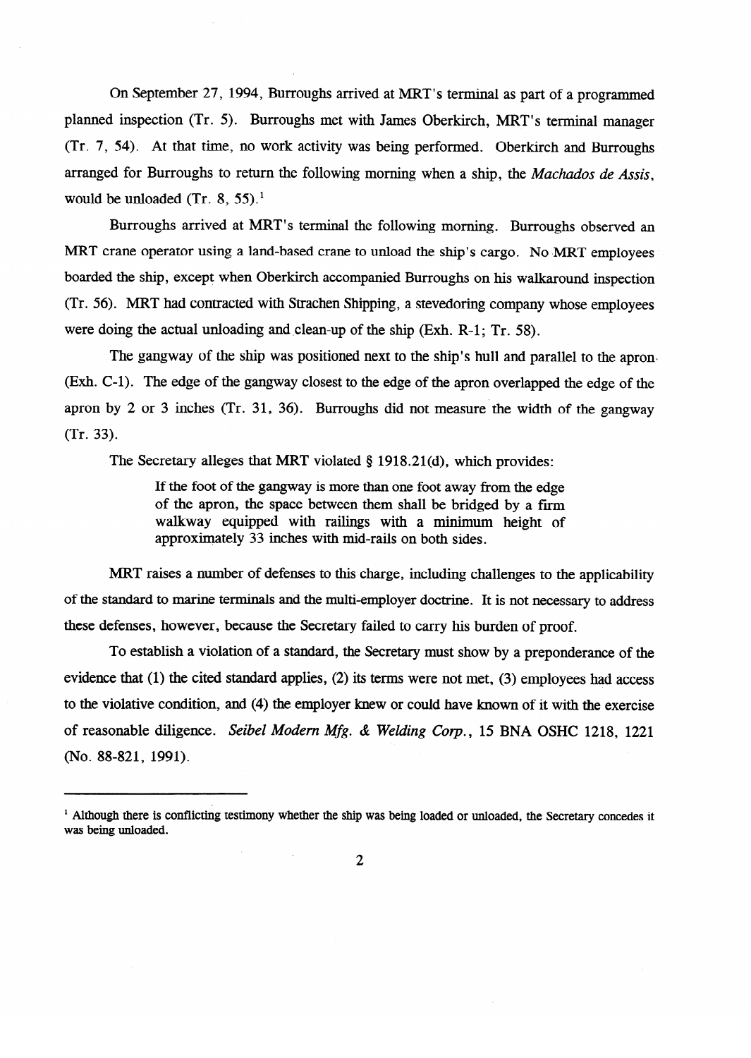On September 27, 1994, Burroughs arrived at MRT's terminal as part of a programmed planned inspection (Tr. 5). Burroughs met with James Oberkirch, MRT's terminal manager (Tr. 7, 54). At that time, no work activity was being performed. Oberkirch and Burroughs arranged for Burroughs to return the following morning when a ship, the *Machados de Assis*, would be unloaded (Tr. 8, 55).[1]

Burroughs arrived at MRT's terminal the following morning. Burroughs observed an MRT crane operator using a land-based crane to unload the ship's cargo. No MRT employees boarded the ship, except when Oberkirch accompanied Burroughs on his walkaround inspection (Tr. 56). MRT had contracted with Strachen Shipping, a stevedoring company whose employees were doing the actual unloading and clean-up of the ship (Exh. R-1; Tr. 58).

The gangway of the ship was positioned next to the ship's hull and parallel to the apron (Exh. C-1). The edge of the gangway closest to the edge of the apron overlapped the edge of the apron by 2 or 3 inches (Tr. 31, 36). Burroughs did not measure the width of the gangway (Tr. 33).

The Secretary alleges that MRT violated § 1918.21(d), which provides:

> If the foot of the gangway is more than one foot away from the edge of the apron, the space between them shall be bridged by a firm walkway equipped with railings with a minimum height of approximately 33 inches with mid-rails on both sides.

MRT raises a number of defenses to this charge, including challenges to the applicability of the standard to marine terminals and the multi-employer doctrine. It is not necessary to address these defenses, however, because the Secretary failed to carry his burden of proof.

To establish a violation of a standard, the Secretary must show by a preponderance of the evidence that (1) the cited standard applies, (2) its terms were not met, (3) employees had access to the violative condition, and (4) the employer knew or could have known of it with the exercise of reasonable diligence. *Seibel Modern Mfg. & Welding Corp.*, 15 BNA OSHC 1218, 1221 (No. 88-821, 1991).

---

[1] Although there is conflicting testimony whether the ship was being loaded or unloaded, the Secretary concedes it was being unloaded.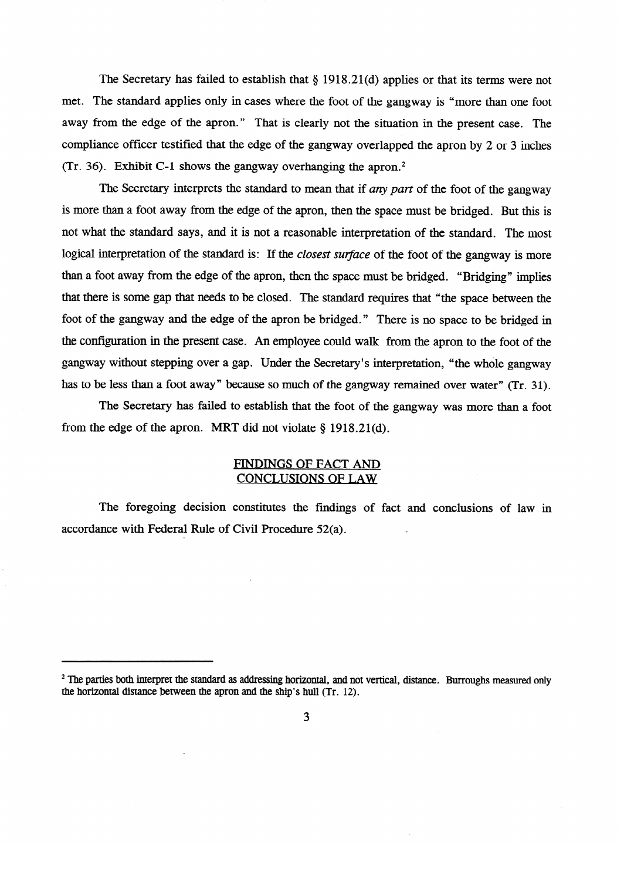The Secretary has failed to establish that § 1918.21(d) applies or that its terms were not met. The standard applies only in cases where the foot of the gangway is "more than one foot away from the edge of the apron." That is clearly not the situation in the present case. The compliance officer testified that the edge of the gangway overlapped the apron by 2 or 3 inches (Tr. 36). Exhibit C-1 shows the gangway overhanging the apron.[2]

The Secretary interprets the standard to mean that if *any part* of the foot of the gangway is more than a foot away from the edge of the apron, then the space must be bridged. But this is not what the standard says, and it is not a reasonable interpretation of the standard. The most logical interpretation of the standard is: If the *closest surface* of the foot of the gangway is more than a foot away from the edge of the apron, then the space must be bridged. "Bridging" implies that there is some gap that needs to be closed. The standard requires that "the space between the foot of the gangway and the edge of the apron be bridged." There is no space to be bridged in the configuration in the present case. An employee could walk from the apron to the foot of the gangway without stepping over a gap. Under the Secretary's interpretation, "the whole gangway has to be less than a foot away" because so much of the gangway remained over water" (Tr. 31).

The Secretary has failed to establish that the foot of the gangway was more than a foot from the edge of the apron. MRT did not violate § 1918.21(d).

## FINDINGS OF FACT AND CONCLUSIONS OF LAW

The foregoing decision constitutes the findings of fact and conclusions of law in accordance with Federal Rule of Civil Procedure 52(a).

---

[2] The parties both interpret the standard as addressing horizontal, and not vertical, distance. Burroughs measured only the horizontal distance between the apron and the ship's hull (Tr. 12).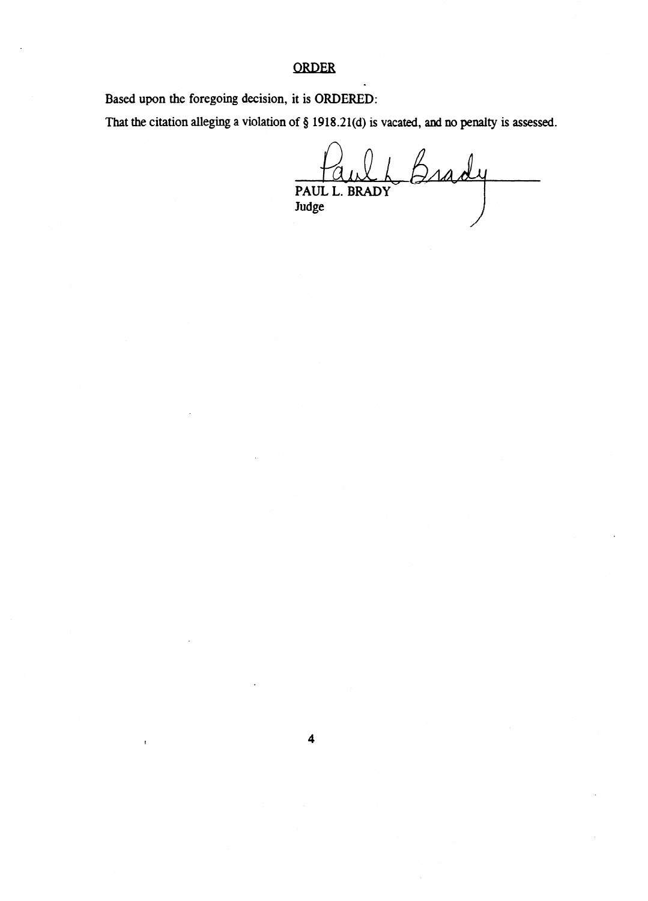## ORDER

Based upon the foregoing decision, it is ORDERED:

That the citation alleging a violation of § 1918.21(d) is vacated, and no penalty is assessed.

PAUL L. BRADY
Judge